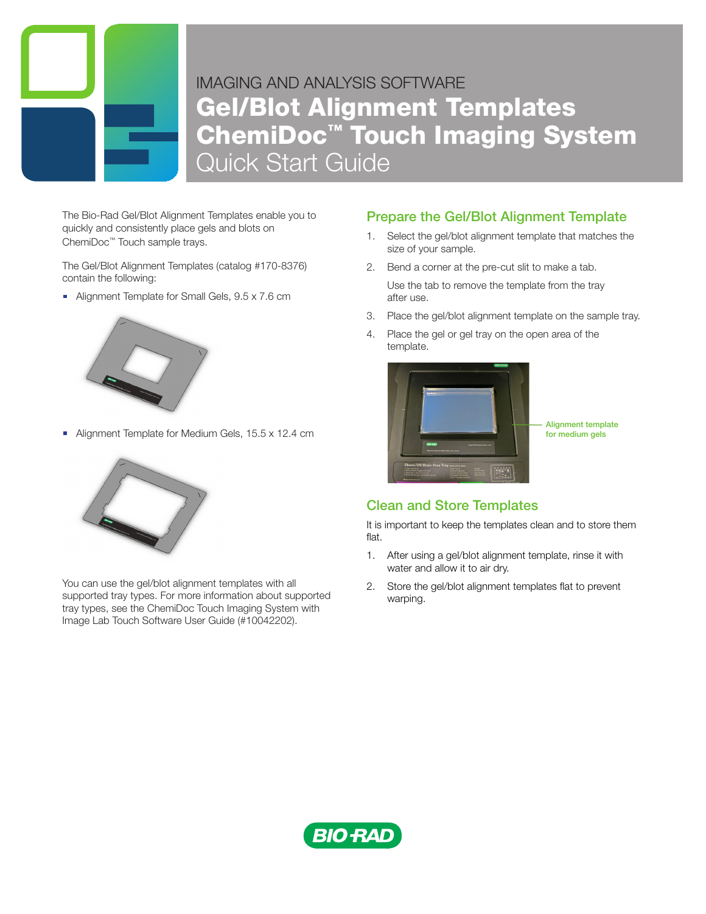IMAGING AND ANALYSIS SOFTWARE

# Gel/Blot Alignment Templates ChemiDoc™ Touch Imaging System

Quick Start Guide

The Bio-Rad Gel/Blot Alignment Templates enable you to quickly and consistently place gels and blots on ChemiDoc™ Touch sample trays.

The Gel/Blot Alignment Templates (catalog #170-8376) contain the following:

- Alignment Template for Small Gels, 9.5 x 7.6 cm
- Alignment Template for Medium Gels, 15.5 x 12.4 cm

You can use the gel/blot alignment templates with all supported tray types. For more information about supported tray types, see the ChemiDoc Touch Imaging System with Image Lab Touch Software User Guide (#10042202).

## Prepare the Gel/Blot Alignment Template

1. Select the gel/blot alignment template that matches the size of your sample.
2. Bend a corner at the pre-cut slit to make a tab.

   Use the tab to remove the template from the tray after use.
3. Place the gel/blot alignment template on the sample tray.
4. Place the gel or gel tray on the open area of the template.

Alignment template for medium gels

## Clean and Store Templates

It is important to keep the templates clean and to store them flat.

1. After using a gel/blot alignment template, rinse it with water and allow it to air dry.
2. Store the gel/blot alignment templates flat to prevent warping.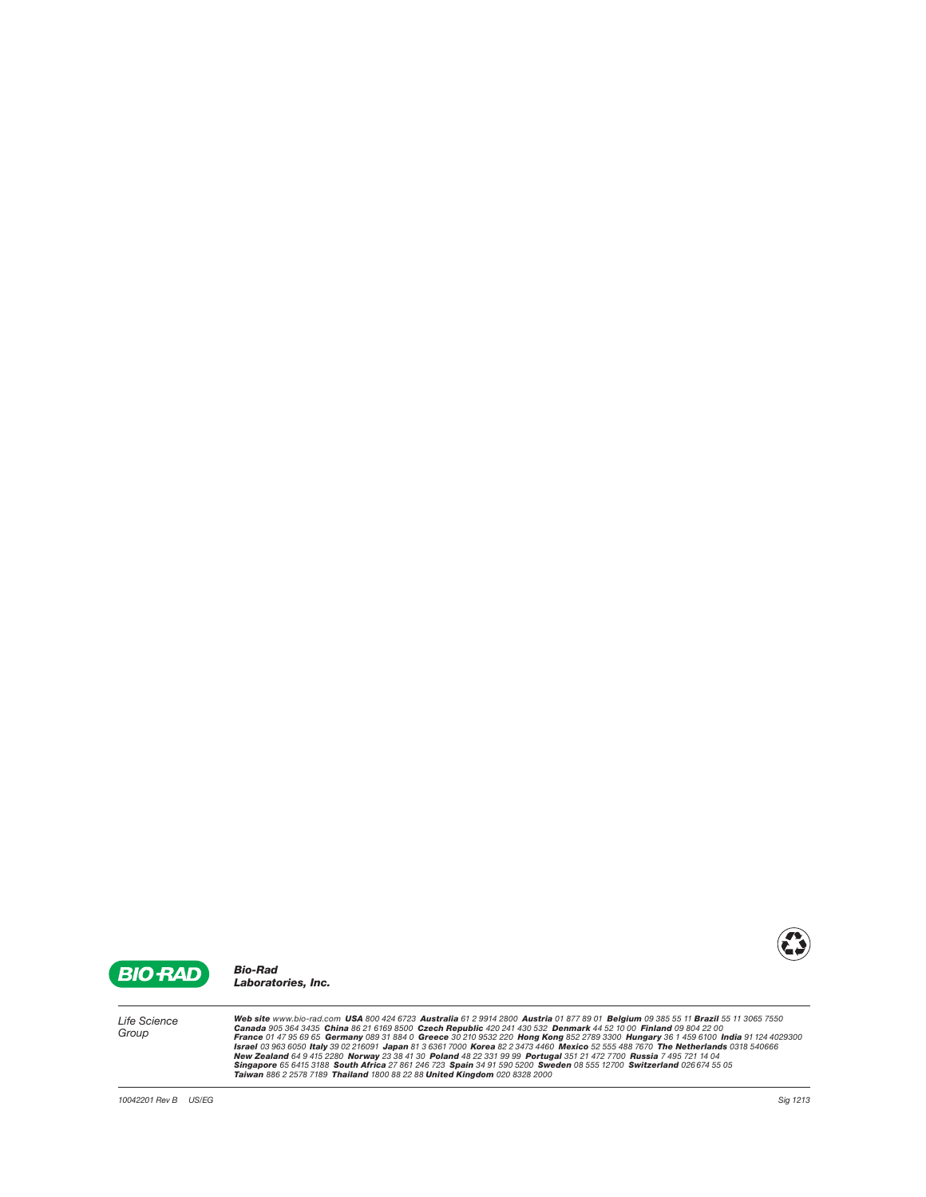**Bio-Rad**
**Laboratories, Inc.**

*Life Science Group*

***Web site*** *www.bio-rad.com* ***USA*** *800 424 6723* ***Australia*** *61 2 9914 2800* ***Austria*** *01 877 89 01* ***Belgium*** *09 385 55 11* ***Brazil*** *55 11 3065 7550* ***Canada*** *905 364 3435* ***China*** *86 21 6169 8500* ***Czech Republic*** *420 241 430 532* ***Denmark*** *44 52 10 00* ***Finland*** *09 804 22 00* ***France*** *01 47 95 69 65* ***Germany*** *089 31 884 0* ***Greece*** *30 210 9532 220* ***Hong Kong*** *852 2789 3300* ***Hungary*** *36 1 459 6100* ***India*** *91 124 4029300* ***Israel*** *03 963 6050* ***Italy*** *39 02 216091* ***Japan*** *81 3 6361 7000* ***Korea*** *82 2 3473 4460* ***Mexico*** *52 555 488 7670* ***The Netherlands*** *0318 540666* ***New Zealand*** *64 9 415 2280* ***Norway*** *23 38 41 30* ***Poland*** *48 22 331 99 99* ***Portugal*** *351 21 472 7700* ***Russia*** *7 495 721 14 04* ***Singapore*** *65 6415 3188* ***South Africa*** *27 861 246 723* ***Spain*** *34 91 590 5200* ***Sweden*** *08 555 12700* ***Switzerland*** *026 674 55 05* ***Taiwan*** *886 2 2578 7189* ***Thailand*** *1800 88 22 88* ***United Kingdom*** *020 8328 2000*

*10042201 Rev B US/EG* *Sig 1213*